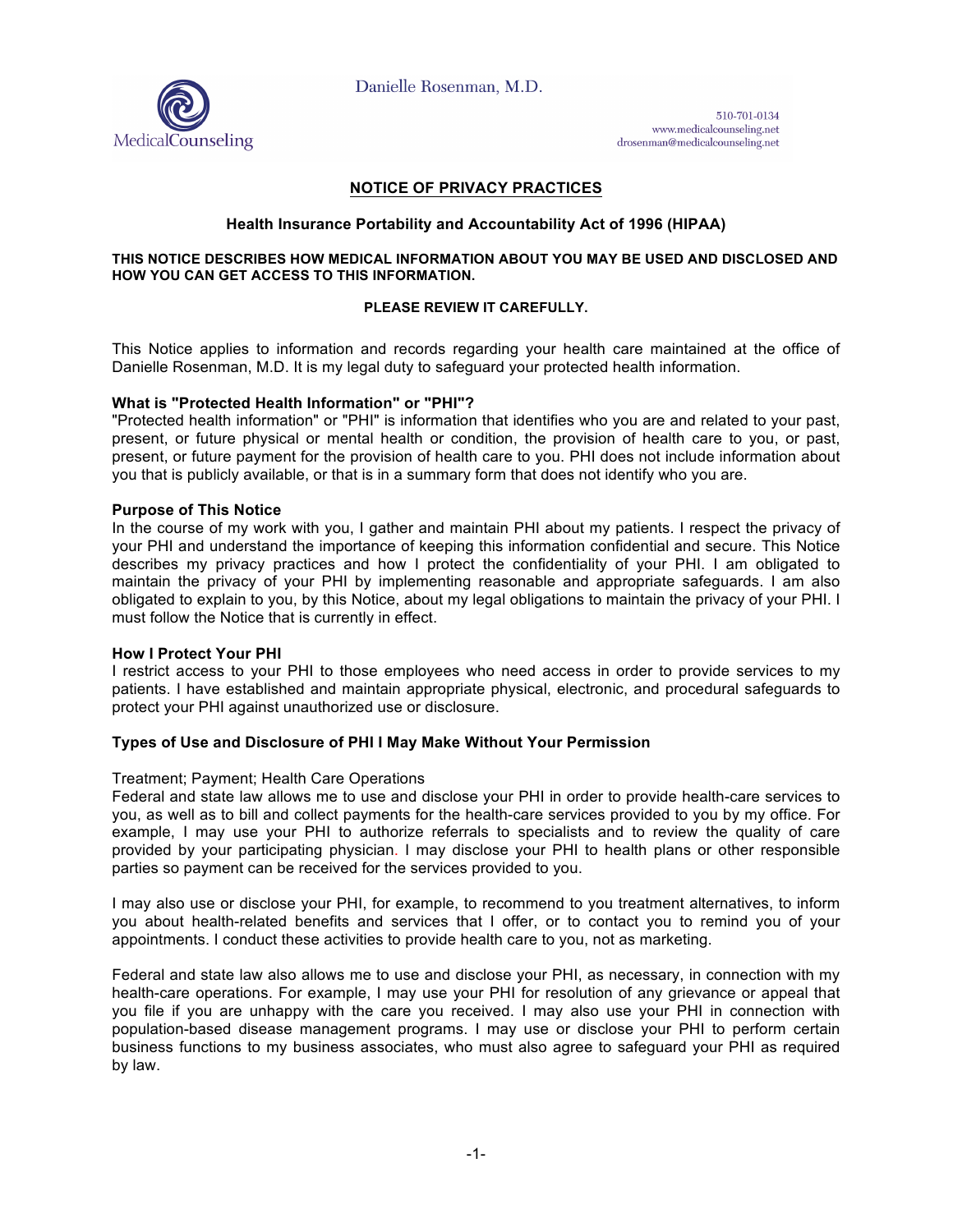Danielle Rosenman, M.D.

MedicalCounseling

510-701-0134
www.medicalcounseling.net
drosenman@medicalcounseling.net

# NOTICE OF PRIVACY PRACTICES

## Health Insurance Portability and Accountability Act of 1996 (HIPAA)

**THIS NOTICE DESCRIBES HOW MEDICAL INFORMATION ABOUT YOU MAY BE USED AND DISCLOSED AND HOW YOU CAN GET ACCESS TO THIS INFORMATION.**

**PLEASE REVIEW IT CAREFULLY.**

This Notice applies to information and records regarding your health care maintained at the office of Danielle Rosenman, M.D. It is my legal duty to safeguard your protected health information.

### What is "Protected Health Information" or "PHI"?

"Protected health information" or "PHI" is information that identifies who you are and related to your past, present, or future physical or mental health or condition, the provision of health care to you, or past, present, or future payment for the provision of health care to you. PHI does not include information about you that is publicly available, or that is in a summary form that does not identify who you are.

### Purpose of This Notice

In the course of my work with you, I gather and maintain PHI about my patients. I respect the privacy of your PHI and understand the importance of keeping this information confidential and secure. This Notice describes my privacy practices and how I protect the confidentiality of your PHI. I am obligated to maintain the privacy of your PHI by implementing reasonable and appropriate safeguards. I am also obligated to explain to you, by this Notice, about my legal obligations to maintain the privacy of your PHI. I must follow the Notice that is currently in effect.

### How I Protect Your PHI

I restrict access to your PHI to those employees who need access in order to provide services to my patients. I have established and maintain appropriate physical, electronic, and procedural safeguards to protect your PHI against unauthorized use or disclosure.

### Types of Use and Disclosure of PHI I May Make Without Your Permission

Treatment; Payment; Health Care Operations

Federal and state law allows me to use and disclose your PHI in order to provide health-care services to you, as well as to bill and collect payments for the health-care services provided to you by my office. For example, I may use your PHI to authorize referrals to specialists and to review the quality of care provided by your participating physician. I may disclose your PHI to health plans or other responsible parties so payment can be received for the services provided to you.

I may also use or disclose your PHI, for example, to recommend to you treatment alternatives, to inform you about health-related benefits and services that I offer, or to contact you to remind you of your appointments. I conduct these activities to provide health care to you, not as marketing.

Federal and state law also allows me to use and disclose your PHI, as necessary, in connection with my health-care operations. For example, I may use your PHI for resolution of any grievance or appeal that you file if you are unhappy with the care you received. I may also use your PHI in connection with population-based disease management programs. I may use or disclose your PHI to perform certain business functions to my business associates, who must also agree to safeguard your PHI as required by law.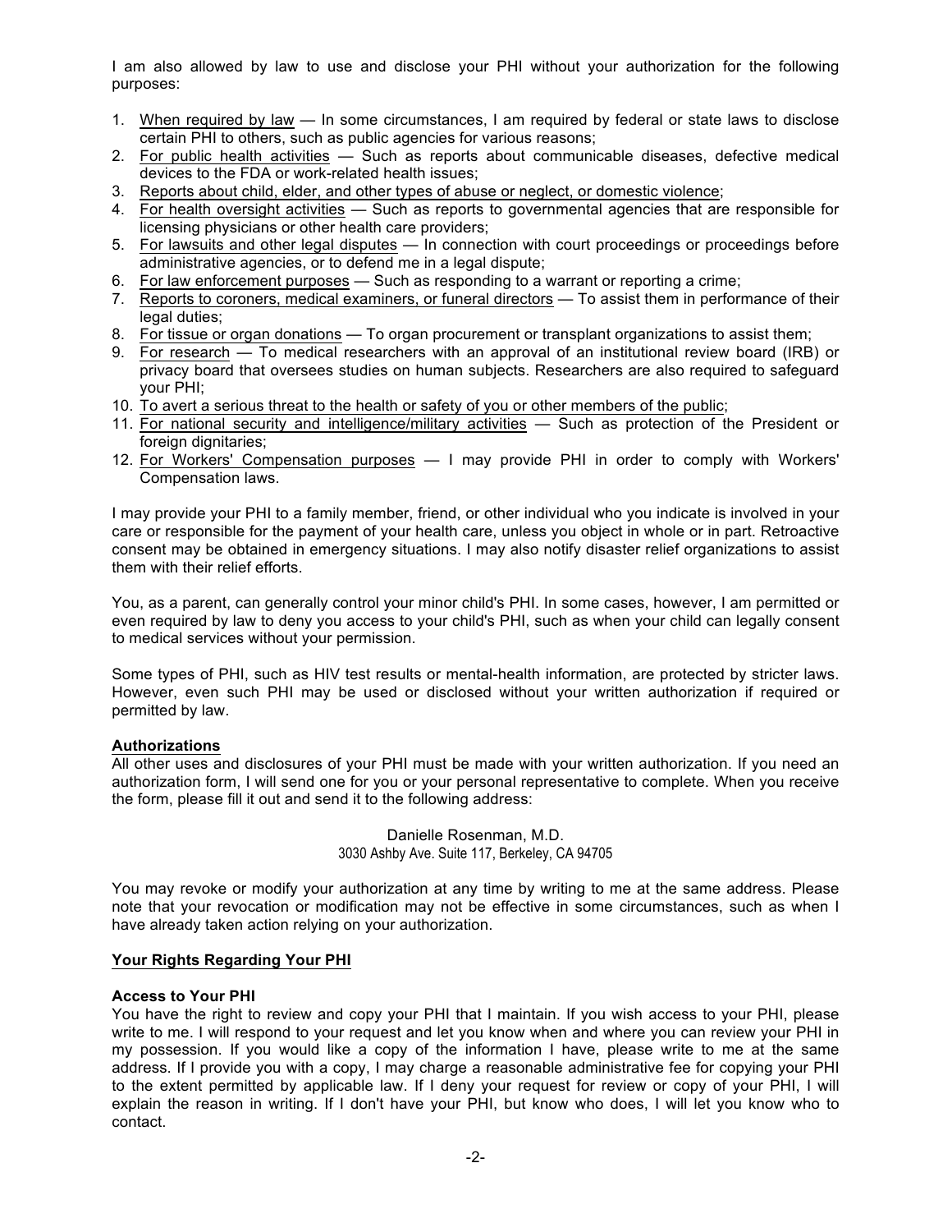I am also allowed by law to use and disclose your PHI without your authorization for the following purposes:

1. When required by law — In some circumstances, I am required by federal or state laws to disclose certain PHI to others, such as public agencies for various reasons;
2. For public health activities — Such as reports about communicable diseases, defective medical devices to the FDA or work-related health issues;
3. Reports about child, elder, and other types of abuse or neglect, or domestic violence;
4. For health oversight activities — Such as reports to governmental agencies that are responsible for licensing physicians or other health care providers;
5. For lawsuits and other legal disputes — In connection with court proceedings or proceedings before administrative agencies, or to defend me in a legal dispute;
6. For law enforcement purposes — Such as responding to a warrant or reporting a crime;
7. Reports to coroners, medical examiners, or funeral directors — To assist them in performance of their legal duties;
8. For tissue or organ donations — To organ procurement or transplant organizations to assist them;
9. For research — To medical researchers with an approval of an institutional review board (IRB) or privacy board that oversees studies on human subjects. Researchers are also required to safeguard your PHI;
10. To avert a serious threat to the health or safety of you or other members of the public;
11. For national security and intelligence/military activities — Such as protection of the President or foreign dignitaries;
12. For Workers' Compensation purposes — I may provide PHI in order to comply with Workers' Compensation laws.

I may provide your PHI to a family member, friend, or other individual who you indicate is involved in your care or responsible for the payment of your health care, unless you object in whole or in part. Retroactive consent may be obtained in emergency situations. I may also notify disaster relief organizations to assist them with their relief efforts.

You, as a parent, can generally control your minor child's PHI. In some cases, however, I am permitted or even required by law to deny you access to your child's PHI, such as when your child can legally consent to medical services without your permission.

Some types of PHI, such as HIV test results or mental-health information, are protected by stricter laws. However, even such PHI may be used or disclosed without your written authorization if required or permitted by law.

**Authorizations**

All other uses and disclosures of your PHI must be made with your written authorization. If you need an authorization form, I will send one for you or your personal representative to complete. When you receive the form, please fill it out and send it to the following address:

Danielle Rosenman, M.D.
3030 Ashby Ave. Suite 117, Berkeley, CA 94705

You may revoke or modify your authorization at any time by writing to me at the same address. Please note that your revocation or modification may not be effective in some circumstances, such as when I have already taken action relying on your authorization.

**Your Rights Regarding Your PHI**

**Access to Your PHI**

You have the right to review and copy your PHI that I maintain. If you wish access to your PHI, please write to me. I will respond to your request and let you know when and where you can review your PHI in my possession. If you would like a copy of the information I have, please write to me at the same address. If I provide you with a copy, I may charge a reasonable administrative fee for copying your PHI to the extent permitted by applicable law. If I deny your request for review or copy of your PHI, I will explain the reason in writing. If I don't have your PHI, but know who does, I will let you know who to contact.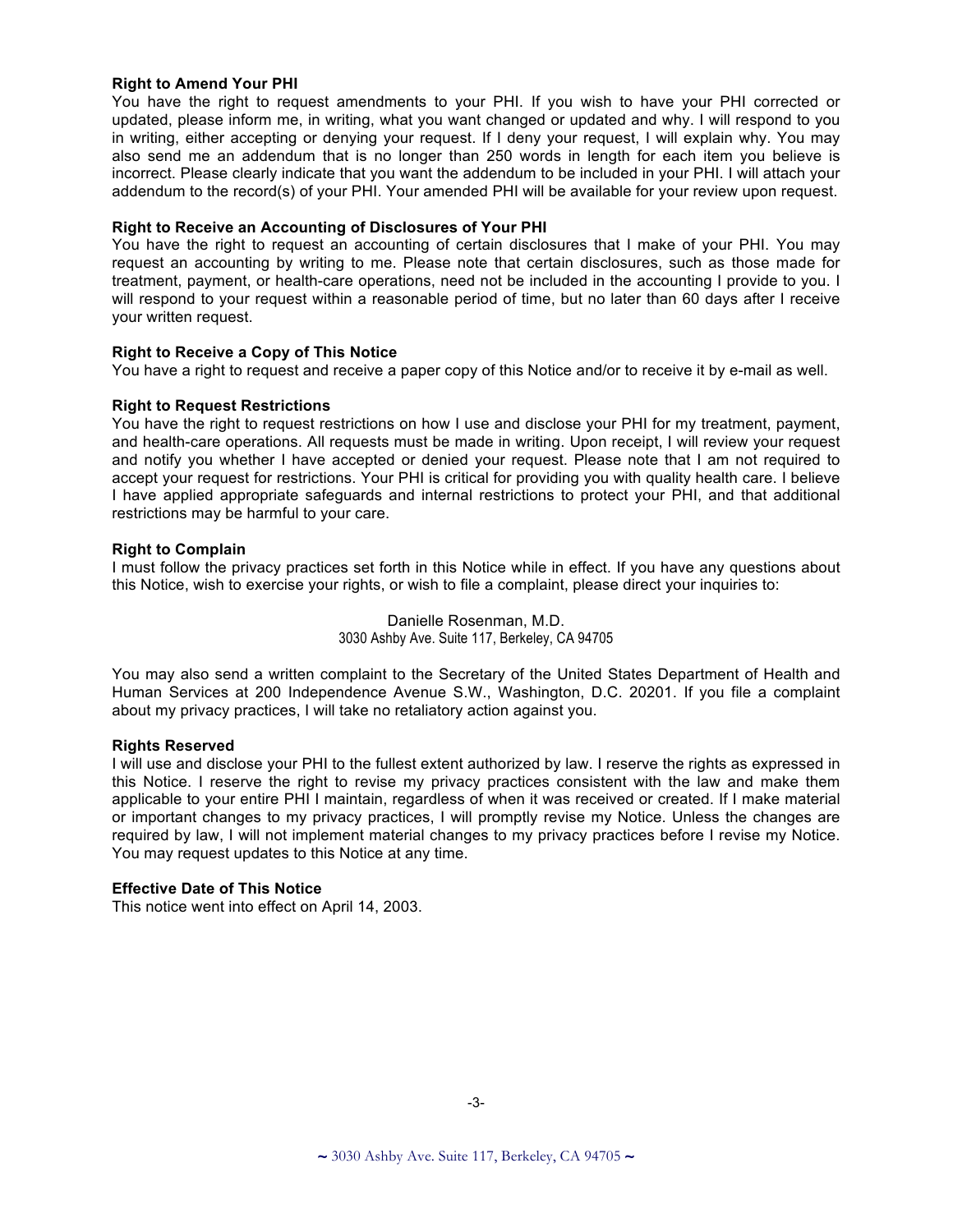**Right to Amend Your PHI**

You have the right to request amendments to your PHI. If you wish to have your PHI corrected or updated, please inform me, in writing, what you want changed or updated and why. I will respond to you in writing, either accepting or denying your request. If I deny your request, I will explain why. You may also send me an addendum that is no longer than 250 words in length for each item you believe is incorrect. Please clearly indicate that you want the addendum to be included in your PHI. I will attach your addendum to the record(s) of your PHI. Your amended PHI will be available for your review upon request.

**Right to Receive an Accounting of Disclosures of Your PHI**

You have the right to request an accounting of certain disclosures that I make of your PHI. You may request an accounting by writing to me. Please note that certain disclosures, such as those made for treatment, payment, or health-care operations, need not be included in the accounting I provide to you. I will respond to your request within a reasonable period of time, but no later than 60 days after I receive your written request.

**Right to Receive a Copy of This Notice**

You have a right to request and receive a paper copy of this Notice and/or to receive it by e-mail as well.

**Right to Request Restrictions**

You have the right to request restrictions on how I use and disclose your PHI for my treatment, payment, and health-care operations. All requests must be made in writing. Upon receipt, I will review your request and notify you whether I have accepted or denied your request. Please note that I am not required to accept your request for restrictions. Your PHI is critical for providing you with quality health care. I believe I have applied appropriate safeguards and internal restrictions to protect your PHI, and that additional restrictions may be harmful to your care.

**Right to Complain**

I must follow the privacy practices set forth in this Notice while in effect. If you have any questions about this Notice, wish to exercise your rights, or wish to file a complaint, please direct your inquiries to:

Danielle Rosenman, M.D.
3030 Ashby Ave. Suite 117, Berkeley, CA 94705

You may also send a written complaint to the Secretary of the United States Department of Health and Human Services at 200 Independence Avenue S.W., Washington, D.C. 20201. If you file a complaint about my privacy practices, I will take no retaliatory action against you.

**Rights Reserved**

I will use and disclose your PHI to the fullest extent authorized by law. I reserve the rights as expressed in this Notice. I reserve the right to revise my privacy practices consistent with the law and make them applicable to your entire PHI I maintain, regardless of when it was received or created. If I make material or important changes to my privacy practices, I will promptly revise my Notice. Unless the changes are required by law, I will not implement material changes to my privacy practices before I revise my Notice. You may request updates to this Notice at any time.

**Effective Date of This Notice**

This notice went into effect on April 14, 2003.